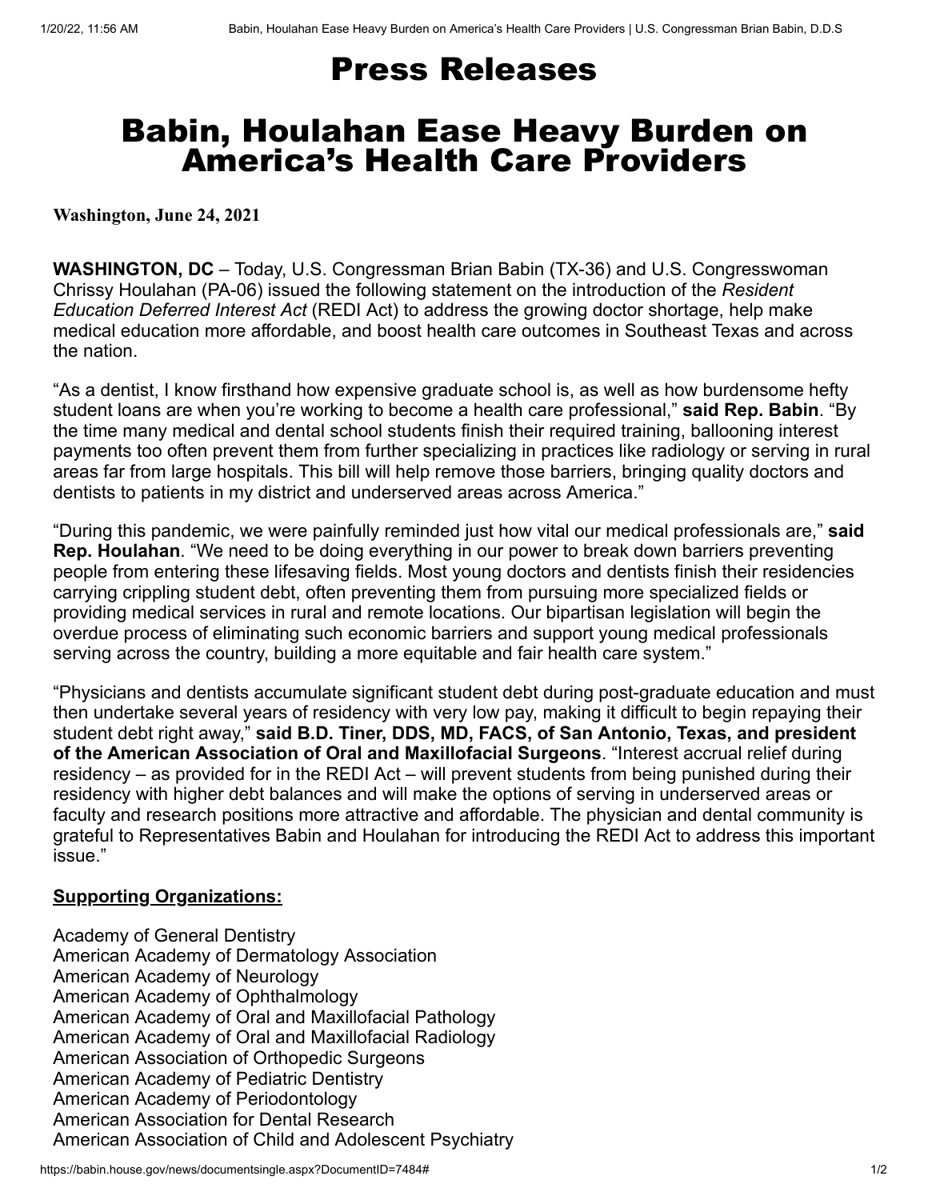# Press Releases

# Babin, Houlahan Ease Heavy Burden on America's Health Care Providers

**Washington, June 24, 2021**

**WASHINGTON, DC** – Today, U.S. Congressman Brian Babin (TX-36) and U.S. Congresswoman Chrissy Houlahan (PA-06) issued the following statement on the introduction of the *Resident Education Deferred Interest Act* (REDI Act) to address the growing doctor shortage, help make medical education more affordable, and boost health care outcomes in Southeast Texas and across the nation.

"As a dentist, I know firsthand how expensive graduate school is, as well as how burdensome hefty student loans are when you're working to become a health care professional," **said Rep. Babin**. "By the time many medical and dental school students finish their required training, ballooning interest payments too often prevent them from further specializing in practices like radiology or serving in rural areas far from large hospitals. This bill will help remove those barriers, bringing quality doctors and dentists to patients in my district and underserved areas across America."

"During this pandemic, we were painfully reminded just how vital our medical professionals are," **said Rep. Houlahan**. "We need to be doing everything in our power to break down barriers preventing people from entering these lifesaving fields. Most young doctors and dentists finish their residencies carrying crippling student debt, often preventing them from pursuing more specialized fields or providing medical services in rural and remote locations. Our bipartisan legislation will begin the overdue process of eliminating such economic barriers and support young medical professionals serving across the country, building a more equitable and fair health care system."

"Physicians and dentists accumulate significant student debt during post-graduate education and must then undertake several years of residency with very low pay, making it difficult to begin repaying their student debt right away," **said B.D. Tiner, DDS, MD, FACS, of San Antonio, Texas, and president of the American Association of Oral and Maxillofacial Surgeons**. "Interest accrual relief during residency – as provided for in the REDI Act – will prevent students from being punished during their residency with higher debt balances and will make the options of serving in underserved areas or faculty and research positions more attractive and affordable. The physician and dental community is grateful to Representatives Babin and Houlahan for introducing the REDI Act to address this important issue."

**Supporting Organizations:**

Academy of General Dentistry
American Academy of Dermatology Association
American Academy of Neurology
American Academy of Ophthalmology
American Academy of Oral and Maxillofacial Pathology
American Academy of Oral and Maxillofacial Radiology
American Association of Orthopedic Surgeons
American Academy of Pediatric Dentistry
American Academy of Periodontology
American Association for Dental Research
American Association of Child and Adolescent Psychiatry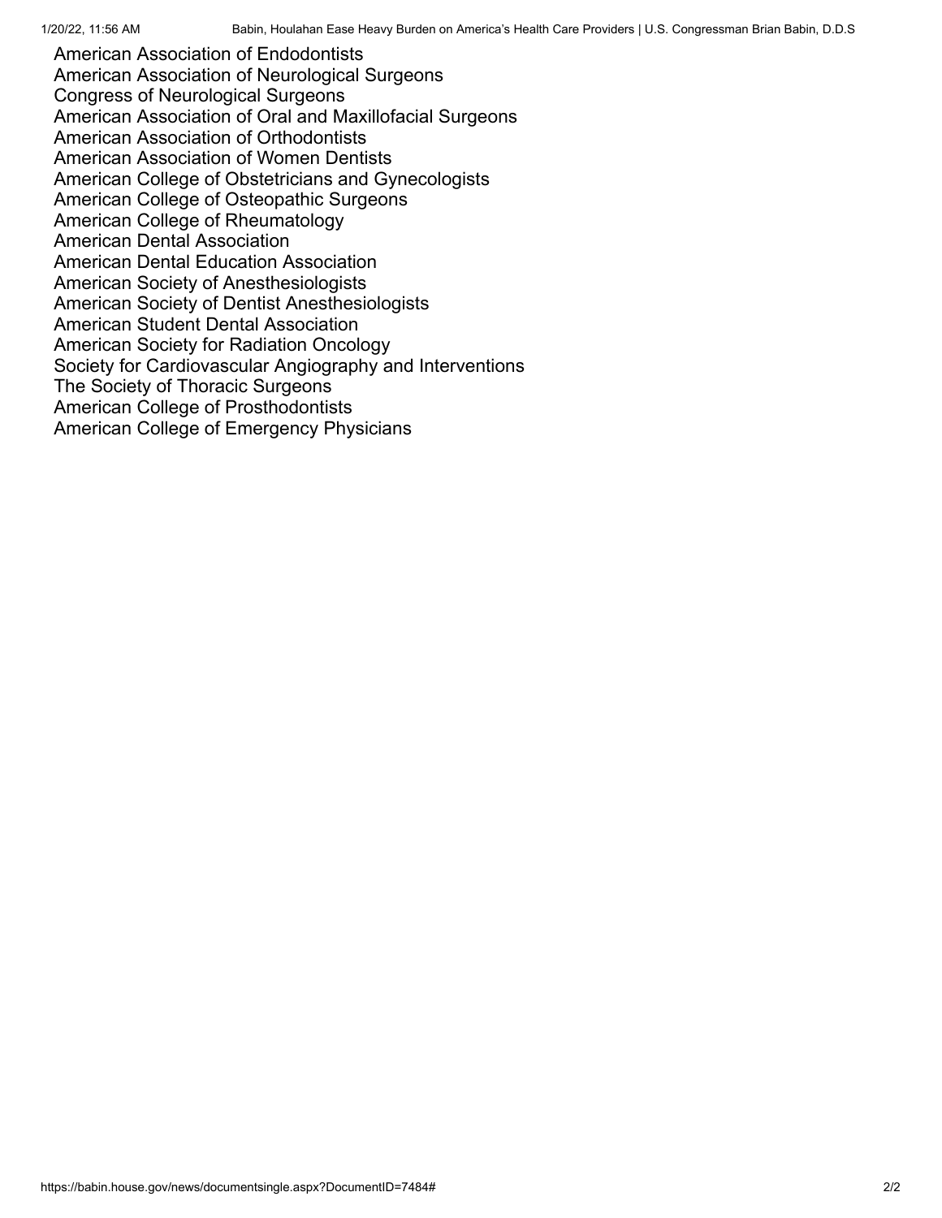American Association of Endodontists
American Association of Neurological Surgeons
Congress of Neurological Surgeons
American Association of Oral and Maxillofacial Surgeons
American Association of Orthodontists
American Association of Women Dentists
American College of Obstetricians and Gynecologists
American College of Osteopathic Surgeons
American College of Rheumatology
American Dental Association
American Dental Education Association
American Society of Anesthesiologists
American Society of Dentist Anesthesiologists
American Student Dental Association
American Society for Radiation Oncology
Society for Cardiovascular Angiography and Interventions
The Society of Thoracic Surgeons
American College of Prosthodontists
American College of Emergency Physicians